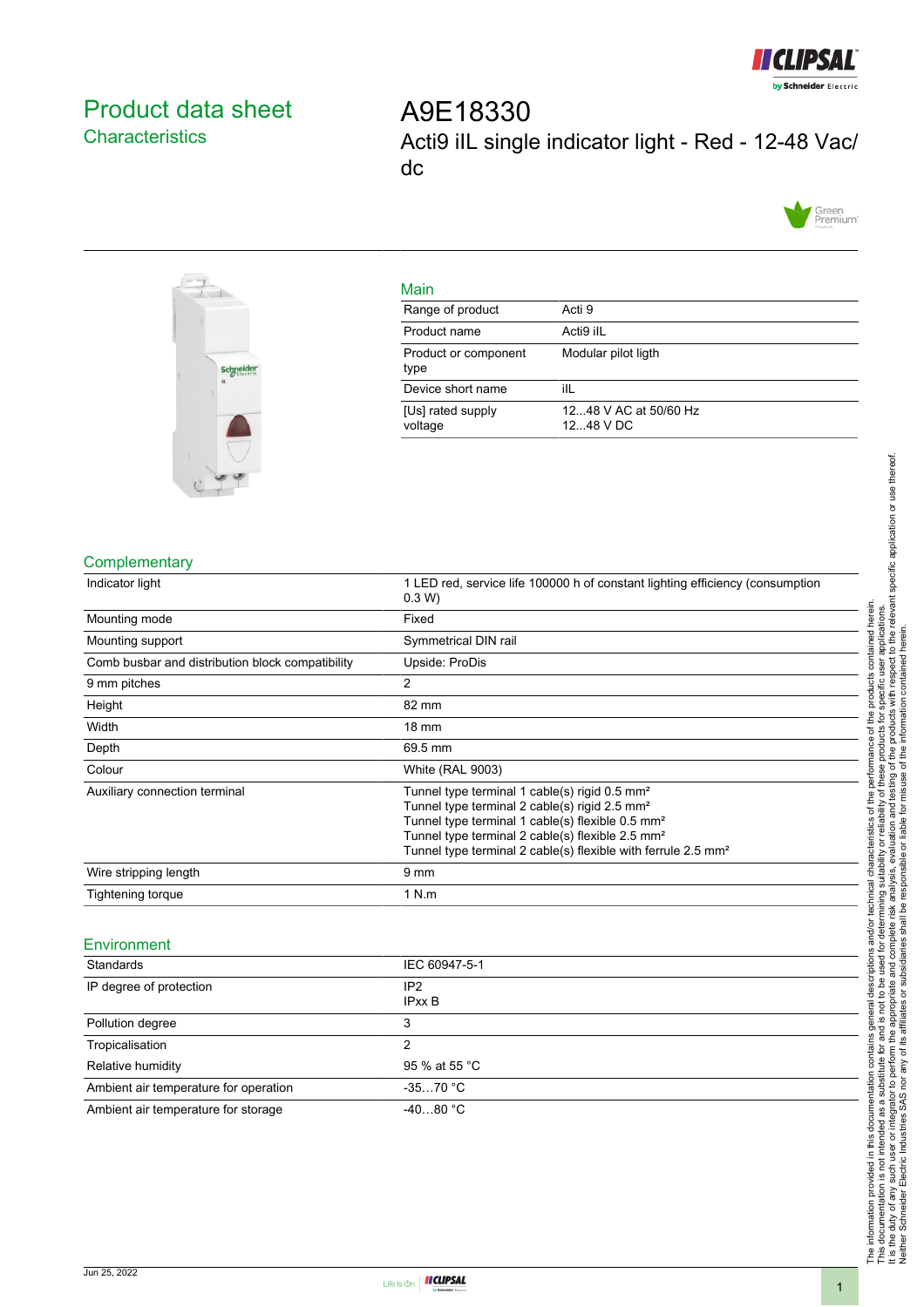# Product data sheet
## Characteristics

# A9E18330
## Acti9 iLL single indicator light - Red - 12-48 Vac/dc

### Main

| | |
|---|---|
| Range of product | Acti 9 |
| Product name | Acti9 iIL |
| Product or component type | Modular pilot ligth |
| Device short name | iIL |
| [Us] rated supply voltage | 12...48 V AC at 50/60 Hz<br>12...48 V DC |

### Complementary

| | |
|---|---|
| Indicator light | 1 LED red, service life 100000 h of constant lighting efficiency (consumption 0.3 W) |
| Mounting mode | Fixed |
| Mounting support | Symmetrical DIN rail |
| Comb busbar and distribution block compatibility | Upside: ProDis |
| 9 mm pitches | 2 |
| Height | 82 mm |
| Width | 18 mm |
| Depth | 69.5 mm |
| Colour | White (RAL 9003) |
| Auxiliary connection terminal | Tunnel type terminal 1 cable(s) rigid 0.5 mm²<br>Tunnel type terminal 2 cable(s) rigid 2.5 mm²<br>Tunnel type terminal 1 cable(s) flexible 0.5 mm²<br>Tunnel type terminal 2 cable(s) flexible 2.5 mm²<br>Tunnel type terminal 2 cable(s) flexible with ferrule 2.5 mm² |
| Wire stripping length | 9 mm |
| Tightening torque | 1 N.m |

### Environment

| | |
|---|---|
| Standards | IEC 60947-5-1 |
| IP degree of protection | IP2<br>IPxx B |
| Pollution degree | 3 |
| Tropicalisation | 2 |
| Relative humidity | 95 % at 55 °C |
| Ambient air temperature for operation | -35…70 °C |
| Ambient air temperature for storage | -40…80 °C |

The information provided in this documentation contains general descriptions and/or technical characteristics of the performance of the products contained herein. This documentation is not intended as a substitute for and is not to be used for determining suitability or reliability of these products for specific user applications. It is the duty of any such user or integrator to perform the appropriate and complete risk analysis, evaluation and testing of the products with respect to the relevant specific application or use thereof. Neither Schneider Electric Industries SAS nor any of its affiliates or subsidiaries shall be responsible or liable for misuse of the information contained herein.

Jun 25, 2022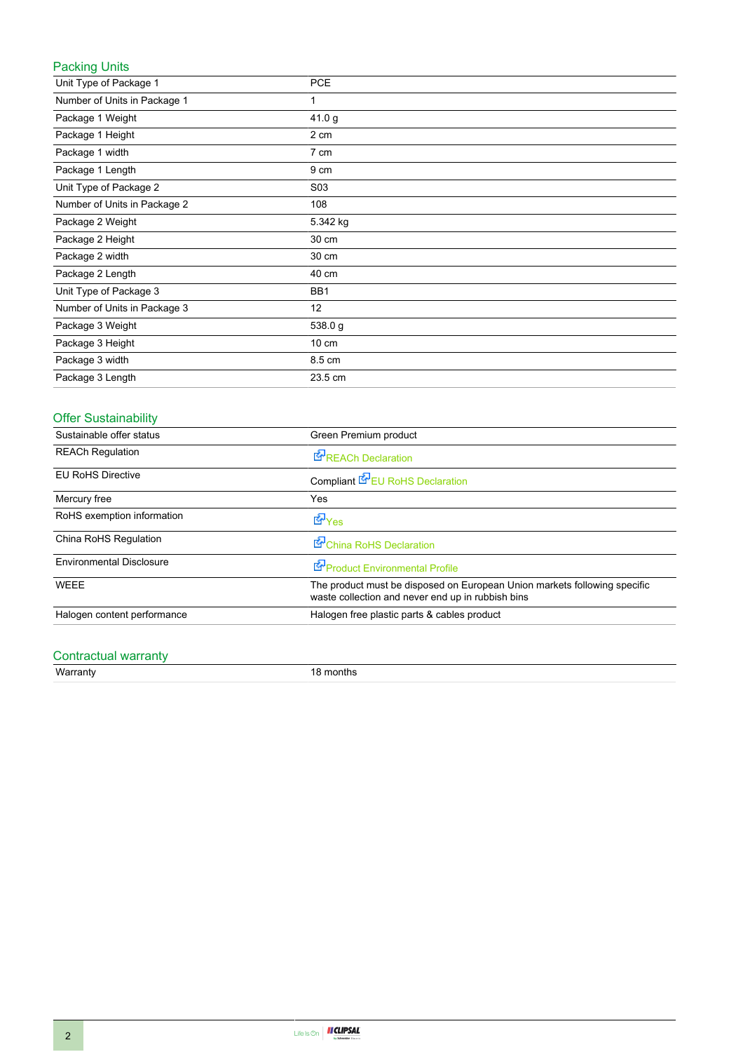## Packing Units

| | |
|---|---|
| Unit Type of Package 1 | PCE |
| Number of Units in Package 1 | 1 |
| Package 1 Weight | 41.0 g |
| Package 1 Height | 2 cm |
| Package 1 width | 7 cm |
| Package 1 Length | 9 cm |
| Unit Type of Package 2 | S03 |
| Number of Units in Package 2 | 108 |
| Package 2 Weight | 5.342 kg |
| Package 2 Height | 30 cm |
| Package 2 width | 30 cm |
| Package 2 Length | 40 cm |
| Unit Type of Package 3 | BB1 |
| Number of Units in Package 3 | 12 |
| Package 3 Weight | 538.0 g |
| Package 3 Height | 10 cm |
| Package 3 width | 8.5 cm |
| Package 3 Length | 23.5 cm |

## Offer Sustainability

| | |
|---|---|
| Sustainable offer status | Green Premium product |
| REACh Regulation | REACh Declaration |
| EU RoHS Directive | Compliant EU RoHS Declaration |
| Mercury free | Yes |
| RoHS exemption information | Yes |
| China RoHS Regulation | China RoHS Declaration |
| Environmental Disclosure | Product Environmental Profile |
| WEEE | The product must be disposed on European Union markets following specific waste collection and never end up in rubbish bins |
| Halogen content performance | Halogen free plastic parts & cables product |

## Contractual warranty

| | |
|---|---|
| Warranty | 18 months |